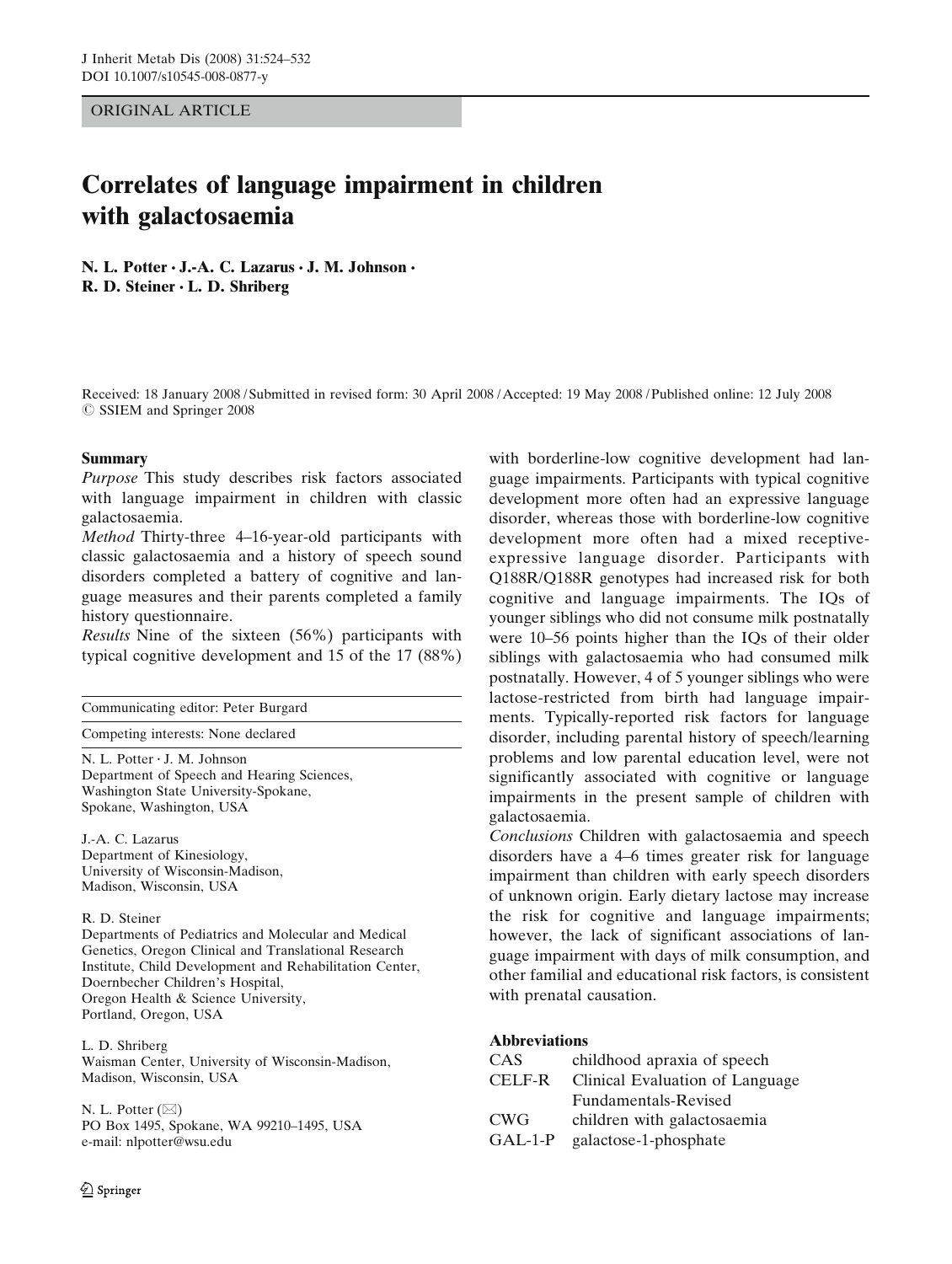ORIGINAL ARTICLE

# Correlates of language impairment in children with galactosaemia

**N. L. Potter · J.-A. C. Lazarus · J. M. Johnson · R. D. Steiner · L. D. Shriberg**

Received: 18 January 2008 / Submitted in revised form: 30 April 2008 / Accepted: 19 May 2008 / Published online: 12 July 2008
© SSIEM and Springer 2008

## Summary

*Purpose* This study describes risk factors associated with language impairment in children with classic galactosaemia.

*Method* Thirty-three 4–16-year-old participants with classic galactosaemia and a history of speech sound disorders completed a battery of cognitive and language measures and their parents completed a family history questionnaire.

*Results* Nine of the sixteen (56%) participants with typical cognitive development and 15 of the 17 (88%) with borderline-low cognitive development had language impairments. Participants with typical cognitive development more often had an expressive language disorder, whereas those with borderline-low cognitive development more often had a mixed receptive-expressive language disorder. Participants with Q188R/Q188R genotypes had increased risk for both cognitive and language impairments. The IQs of younger siblings who did not consume milk postnatally were 10–56 points higher than the IQs of their older siblings with galactosaemia who had consumed milk postnatally. However, 4 of 5 younger siblings who were lactose-restricted from birth had language impairments. Typically-reported risk factors for language disorder, including parental history of speech/learning problems and low parental education level, were not significantly associated with cognitive or language impairments in the present sample of children with galactosaemia.

*Conclusions* Children with galactosaemia and speech disorders have a 4–6 times greater risk for language impairment than children with early speech disorders of unknown origin. Early dietary lactose may increase the risk for cognitive and language impairments; however, the lack of significant associations of language impairment with days of milk consumption, and other familial and educational risk factors, is consistent with prenatal causation.

Communicating editor: Peter Burgard

Competing interests: None declared

N. L. Potter · J. M. Johnson
Department of Speech and Hearing Sciences, Washington State University-Spokane, Spokane, Washington, USA

J.-A. C. Lazarus
Department of Kinesiology, University of Wisconsin-Madison, Madison, Wisconsin, USA

R. D. Steiner
Departments of Pediatrics and Molecular and Medical Genetics, Oregon Clinical and Translational Research Institute, Child Development and Rehabilitation Center, Doernbecher Children's Hospital, Oregon Health & Science University, Portland, Oregon, USA

L. D. Shriberg
Waisman Center, University of Wisconsin-Madison, Madison, Wisconsin, USA

N. L. Potter (✉)
PO Box 1495, Spokane, WA 99210–1495, USA
e-mail: nlpotter@wsu.edu

## Abbreviations

| | |
|---|---|
| CAS | childhood apraxia of speech |
| CELF-R | Clinical Evaluation of Language Fundamentals-Revised |
| CWG | children with galactosaemia |
| GAL-1-P | galactose-1-phosphate |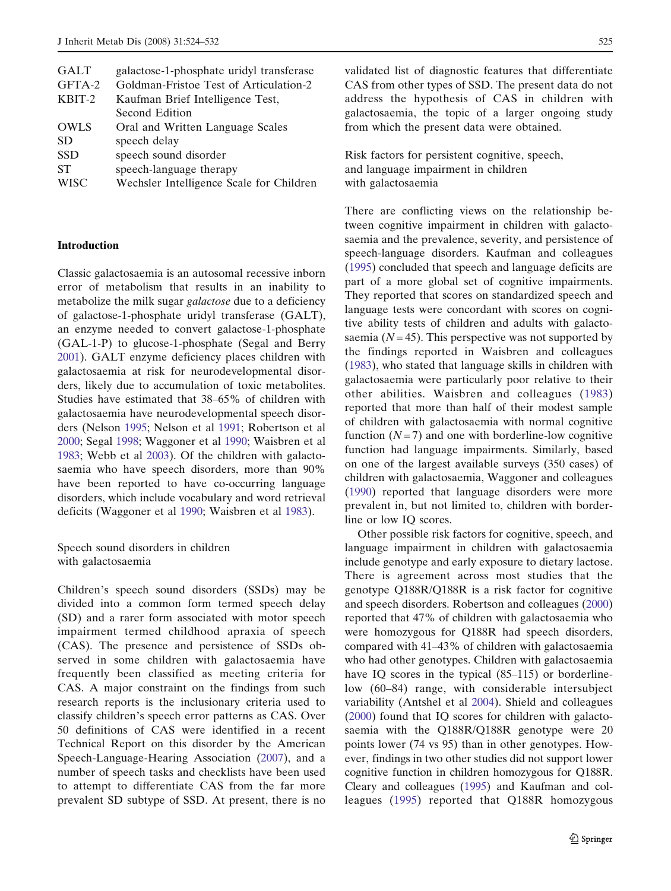| | |
|---|---|
| GALT | galactose-1-phosphate uridyl transferase |
| GFTA-2 | Goldman-Fristoe Test of Articulation-2 |
| KBIT-2 | Kaufman Brief Intelligence Test, Second Edition |
| OWLS | Oral and Written Language Scales |
| SD | speech delay |
| SSD | speech sound disorder |
| ST | speech-language therapy |
| WISC | Wechsler Intelligence Scale for Children |

## Introduction

Classic galactosaemia is an autosomal recessive inborn error of metabolism that results in an inability to metabolize the milk sugar *galactose* due to a deficiency of galactose-1-phosphate uridyl transferase (GALT), an enzyme needed to convert galactose-1-phosphate (GAL-1-P) to glucose-1-phosphate (Segal and Berry 2001). GALT enzyme deficiency places children with galactosaemia at risk for neurodevelopmental disorders, likely due to accumulation of toxic metabolites. Studies have estimated that 38–65% of children with galactosaemia have neurodevelopmental speech disorders (Nelson 1995; Nelson et al 1991; Robertson et al 2000; Segal 1998; Waggoner et al 1990; Waisbren et al 1983; Webb et al 2003). Of the children with galactosaemia who have speech disorders, more than 90% have been reported to have co-occurring language disorders, which include vocabulary and word retrieval deficits (Waggoner et al 1990; Waisbren et al 1983).

### Speech sound disorders in children with galactosaemia

Children's speech sound disorders (SSDs) may be divided into a common form termed speech delay (SD) and a rarer form associated with motor speech impairment termed childhood apraxia of speech (CAS). The presence and persistence of SSDs observed in some children with galactosaemia have frequently been classified as meeting criteria for CAS. A major constraint on the findings from such research reports is the inclusionary criteria used to classify children's speech error patterns as CAS. Over 50 definitions of CAS were identified in a recent Technical Report on this disorder by the American Speech-Language-Hearing Association (2007), and a number of speech tasks and checklists have been used to attempt to differentiate CAS from the far more prevalent SD subtype of SSD. At present, there is no validated list of diagnostic features that differentiate CAS from other types of SSD. The present data do not address the hypothesis of CAS in children with galactosaemia, the topic of a larger ongoing study from which the present data were obtained.

### Risk factors for persistent cognitive, speech, and language impairment in children with galactosaemia

There are conflicting views on the relationship between cognitive impairment in children with galactosaemia and the prevalence, severity, and persistence of speech-language disorders. Kaufman and colleagues (1995) concluded that speech and language deficits are part of a more global set of cognitive impairments. They reported that scores on standardized speech and language tests were concordant with scores on cognitive ability tests of children and adults with galactosaemia ($N = 45$). This perspective was not supported by the findings reported in Waisbren and colleagues (1983), who stated that language skills in children with galactosaemia were particularly poor relative to their other abilities. Waisbren and colleagues (1983) reported that more than half of their modest sample of children with galactosaemia with normal cognitive function ($N = 7$) and one with borderline-low cognitive function had language impairments. Similarly, based on one of the largest available surveys (350 cases) of children with galactosaemia, Waggoner and colleagues (1990) reported that language disorders were more prevalent in, but not limited to, children with borderline or low IQ scores.

Other possible risk factors for cognitive, speech, and language impairment in children with galactosaemia include genotype and early exposure to dietary lactose. There is agreement across most studies that the genotype Q188R/Q188R is a risk factor for cognitive and speech disorders. Robertson and colleagues (2000) reported that 47% of children with galactosaemia who were homozygous for Q188R had speech disorders, compared with 41–43% of children with galactosaemia who had other genotypes. Children with galactosaemia have IQ scores in the typical (85–115) or borderline-low (60–84) range, with considerable intersubject variability (Antshel et al 2004). Shield and colleagues (2000) found that IQ scores for children with galactosaemia with the Q188R/Q188R genotype were 20 points lower (74 vs 95) than in other genotypes. However, findings in two other studies did not support lower cognitive function in children homozygous for Q188R. Cleary and colleagues (1995) and Kaufman and colleagues (1995) reported that Q188R homozygous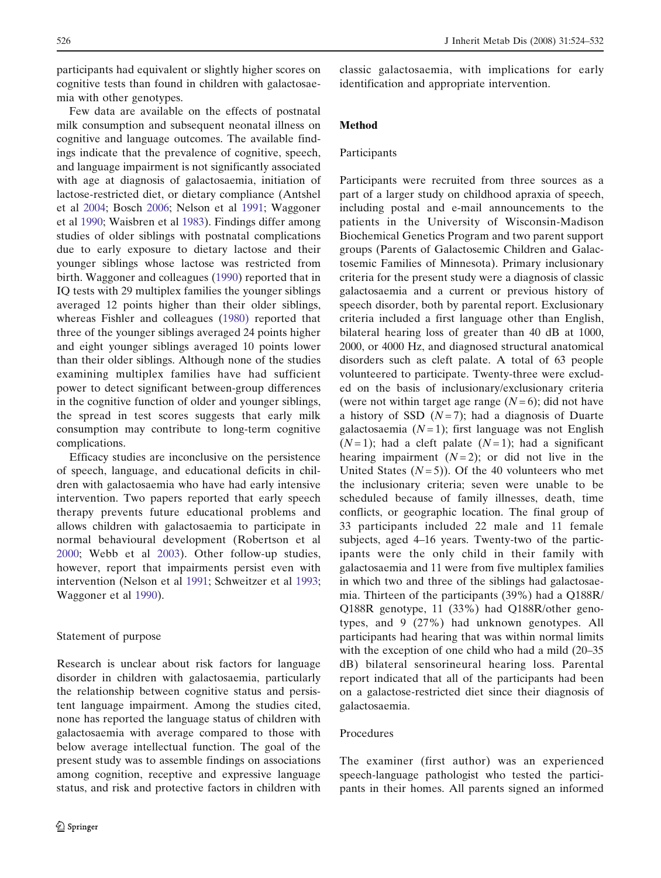participants had equivalent or slightly higher scores on cognitive tests than found in children with galactosaemia with other genotypes.

Few data are available on the effects of postnatal milk consumption and subsequent neonatal illness on cognitive and language outcomes. The available findings indicate that the prevalence of cognitive, speech, and language impairment is not significantly associated with age at diagnosis of galactosaemia, initiation of lactose-restricted diet, or dietary compliance (Antshel et al 2004; Bosch 2006; Nelson et al 1991; Waggoner et al 1990; Waisbren et al 1983). Findings differ among studies of older siblings with postnatal complications due to early exposure to dietary lactose and their younger siblings whose lactose was restricted from birth. Waggoner and colleagues (1990) reported that in IQ tests with 29 multiplex families the younger siblings averaged 12 points higher than their older siblings, whereas Fishler and colleagues (1980) reported that three of the younger siblings averaged 24 points higher and eight younger siblings averaged 10 points lower than their older siblings. Although none of the studies examining multiplex families have had sufficient power to detect significant between-group differences in the cognitive function of older and younger siblings, the spread in test scores suggests that early milk consumption may contribute to long-term cognitive complications.

Efficacy studies are inconclusive on the persistence of speech, language, and educational deficits in children with galactosaemia who have had early intensive intervention. Two papers reported that early speech therapy prevents future educational problems and allows children with galactosaemia to participate in normal behavioural development (Robertson et al 2000; Webb et al 2003). Other follow-up studies, however, report that impairments persist even with intervention (Nelson et al 1991; Schweitzer et al 1993; Waggoner et al 1990).

## Statement of purpose

Research is unclear about risk factors for language disorder in children with galactosaemia, particularly the relationship between cognitive status and persistent language impairment. Among the studies cited, none has reported the language status of children with galactosaemia with average compared to those with below average intellectual function. The goal of the present study was to assemble findings on associations among cognition, receptive and expressive language status, and risk and protective factors in children with classic galactosaemia, with implications for early identification and appropriate intervention.

# Method

## Participants

Participants were recruited from three sources as a part of a larger study on childhood apraxia of speech, including postal and e-mail announcements to the patients in the University of Wisconsin-Madison Biochemical Genetics Program and two parent support groups (Parents of Galactosemic Children and Galactosemic Families of Minnesota). Primary inclusionary criteria for the present study were a diagnosis of classic galactosaemia and a current or previous history of speech disorder, both by parental report. Exclusionary criteria included a first language other than English, bilateral hearing loss of greater than 40 dB at 1000, 2000, or 4000 Hz, and diagnosed structural anatomical disorders such as cleft palate. A total of 63 people volunteered to participate. Twenty-three were excluded on the basis of inclusionary/exclusionary criteria (were not within target age range ($N = 6$); did not have a history of SSD ($N = 7$); had a diagnosis of Duarte galactosaemia ($N = 1$); first language was not English ($N = 1$); had a cleft palate ($N = 1$); had a significant hearing impairment ($N = 2$); or did not live in the United States ($N = 5$)). Of the 40 volunteers who met the inclusionary criteria; seven were unable to be scheduled because of family illnesses, death, time conflicts, or geographic location. The final group of 33 participants included 22 male and 11 female subjects, aged 4–16 years. Twenty-two of the participants were the only child in their family with galactosaemia and 11 were from five multiplex families in which two and three of the siblings had galactosaemia. Thirteen of the participants (39%) had a Q188R/Q188R genotype, 11 (33%) had Q188R/other genotypes, and 9 (27%) had unknown genotypes. All participants had hearing that was within normal limits with the exception of one child who had a mild (20–35 dB) bilateral sensorineural hearing loss. Parental report indicated that all of the participants had been on a galactose-restricted diet since their diagnosis of galactosaemia.

## Procedures

The examiner (first author) was an experienced speech-language pathologist who tested the participants in their homes. All parents signed an informed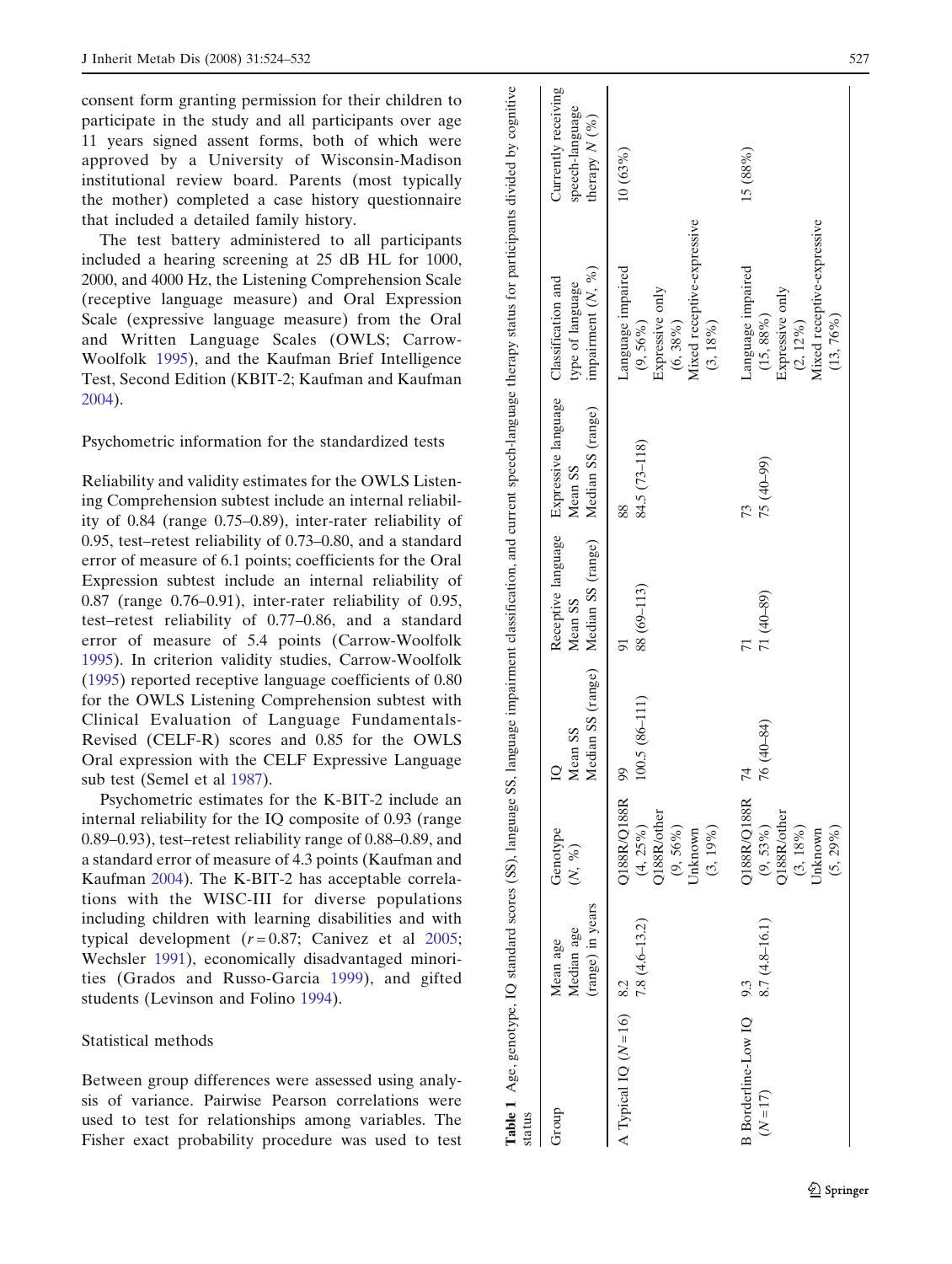consent form granting permission for their children to participate in the study and all participants over age 11 years signed assent forms, both of which were approved by a University of Wisconsin-Madison institutional review board. Parents (most typically the mother) completed a case history questionnaire that included a detailed family history.

The test battery administered to all participants included a hearing screening at 25 dB HL for 1000, 2000, and 4000 Hz, the Listening Comprehension Scale (receptive language measure) and Oral Expression Scale (expressive language measure) from the Oral and Written Language Scales (OWLS; Carrow-Woolfolk 1995), and the Kaufman Brief Intelligence Test, Second Edition (KBIT-2; Kaufman and Kaufman 2004).

## Psychometric information for the standardized tests

Reliability and validity estimates for the OWLS Listening Comprehension subtest include an internal reliability of 0.84 (range 0.75–0.89), inter-rater reliability of 0.95, test–retest reliability of 0.73–0.80, and a standard error of measure of 6.1 points; coefficients for the Oral Expression subtest include an internal reliability of 0.87 (range 0.76–0.91), inter-rater reliability of 0.95, test–retest reliability of 0.77–0.86, and a standard error of measure of 5.4 points (Carrow-Woolfolk 1995). In criterion validity studies, Carrow-Woolfolk (1995) reported receptive language coefficients of 0.80 for the OWLS Listening Comprehension subtest with Clinical Evaluation of Language Fundamentals-Revised (CELF-R) scores and 0.85 for the OWLS Oral expression with the CELF Expressive Language sub test (Semel et al 1987).

Psychometric estimates for the K-BIT-2 include an internal reliability for the IQ composite of 0.93 (range 0.89–0.93), test–retest reliability range of 0.88–0.89, and a standard error of measure of 4.3 points (Kaufman and Kaufman 2004). The K-BIT-2 has acceptable correlations with the WISC-III for diverse populations including children with learning disabilities and with typical development ($r = 0.87$; Canivez et al 2005; Wechsler 1991), economically disadvantaged minorities (Grados and Russo-Garcia 1999), and gifted students (Levinson and Folino 1994).

## Statistical methods

Between group differences were assessed using analysis of variance. Pairwise Pearson correlations were used to test for relationships among variables. The Fisher exact probability procedure was used to test

**Table 1** Age, genotype, IQ standard scores (SS), language SS, language impairment classification, and current speech-language therapy status for participants divided by cognitive status

| Group | Mean age<br>Median age (range) in years | Genotype (*N*, %) | IQ<br>Mean SS<br>Median SS (range) | Receptive language<br>Mean SS<br>Median SS (range) | Expressive language<br>Mean SS<br>Median SS (range) | Classification and type of language impairment (*N*, %) | Currently receiving speech-language therapy *N* (%) |
|---|---|---|---|---|---|---|---|
| A Typical IQ (*N* = 16) | 8.2<br>7.8 (4.6–13.2) | Q188R/Q188R (4, 25%)<br>Q188R/other (9, 56%)<br>Unknown (3, 19%) | 99<br>100.5 (86–111) | 91<br>88 (69–113) | 88<br>84.5 (73–118) | Language impaired (9, 56%)<br>Expressive only (6, 38%)<br>Mixed receptive-expressive (3, 18%) | 10 (63%) |
| B Borderline-Low IQ (*N* = 17) | 9.3<br>8.7 (4.8–16.1) | Q188R/Q188R (9, 53%)<br>Q188R/other (3, 18%)<br>Unknown (5, 29%) | 74<br>76 (40–84) | 71<br>71 (40–89) | 73<br>75 (40–99) | Language impaired (15, 88%)<br>Expressive only (2, 12%)<br>Mixed receptive-expressive (13, 76%) | 15 (88%) |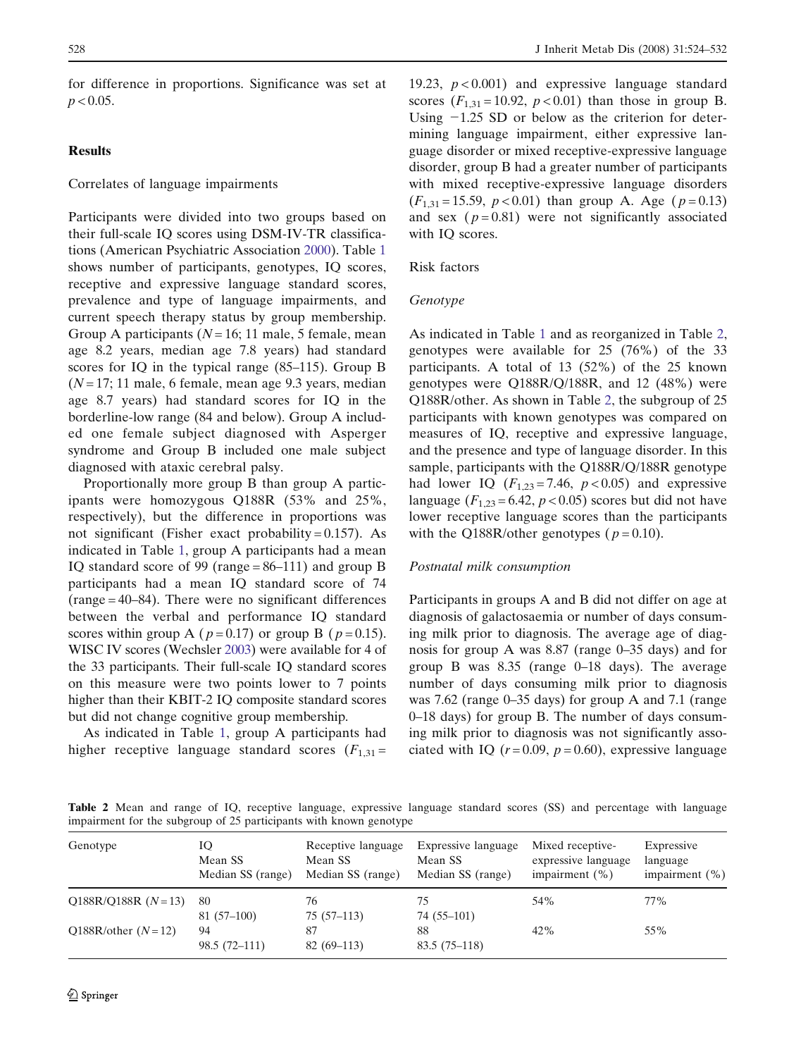for difference in proportions. Significance was set at $p < 0.05$.

## Results

### Correlates of language impairments

Participants were divided into two groups based on their full-scale IQ scores using DSM-IV-TR classifications (American Psychiatric Association 2000). Table 1 shows number of participants, genotypes, IQ scores, receptive and expressive language standard scores, prevalence and type of language impairments, and current speech therapy status by group membership. Group A participants ($N = 16$; 11 male, 5 female, mean age 8.2 years, median age 7.8 years) had standard scores for IQ in the typical range (85–115). Group B ($N = 17$; 11 male, 6 female, mean age 9.3 years, median age 8.7 years) had standard scores for IQ in the borderline-low range (84 and below). Group A included one female subject diagnosed with Asperger syndrome and Group B included one male subject diagnosed with ataxic cerebral palsy.

Proportionally more group B than group A participants were homozygous Q188R (53% and 25%, respectively), but the difference in proportions was not significant (Fisher exact probability = 0.157). As indicated in Table 1, group A participants had a mean IQ standard score of 99 (range = 86–111) and group B participants had a mean IQ standard score of 74 (range = 40–84). There were no significant differences between the verbal and performance IQ standard scores within group A ($p = 0.17$) or group B ($p = 0.15$). WISC IV scores (Wechsler 2003) were available for 4 of the 33 participants. Their full-scale IQ standard scores on this measure were two points lower to 7 points higher than their KBIT-2 IQ composite standard scores but did not change cognitive group membership.

As indicated in Table 1, group A participants had higher receptive language standard scores ($F_{1,31} = 19.23$, $p < 0.001$) and expressive language standard scores ($F_{1,31} = 10.92$, $p < 0.01$) than those in group B. Using −1.25 SD or below as the criterion for determining language impairment, either expressive language disorder or mixed receptive-expressive language disorder, group B had a greater number of participants with mixed receptive-expressive language disorders ($F_{1,31} = 15.59$, $p < 0.01$) than group A. Age ($p = 0.13$) and sex ($p = 0.81$) were not significantly associated with IQ scores.

### Risk factors

#### *Genotype*

As indicated in Table 1 and as reorganized in Table 2, genotypes were available for 25 (76%) of the 33 participants. A total of 13 (52%) of the 25 known genotypes were Q188R/Q/188R, and 12 (48%) were Q188R/other. As shown in Table 2, the subgroup of 25 participants with known genotypes was compared on measures of IQ, receptive and expressive language, and the presence and type of language disorder. In this sample, participants with the Q188R/Q/188R genotype had lower IQ ($F_{1,23} = 7.46$, $p < 0.05$) and expressive language ($F_{1,23} = 6.42$, $p < 0.05$) scores but did not have lower receptive language scores than the participants with the Q188R/other genotypes ($p = 0.10$).

#### *Postnatal milk consumption*

Participants in groups A and B did not differ on age at diagnosis of galactosaemia or number of days consuming milk prior to diagnosis. The average age of diagnosis for group A was 8.87 (range 0–35 days) and for group B was 8.35 (range 0–18 days). The average number of days consuming milk prior to diagnosis was 7.62 (range 0–35 days) for group A and 7.1 (range 0–18 days) for group B. The number of days consuming milk prior to diagnosis was not significantly associated with IQ ($r = 0.09$, $p = 0.60$), expressive language

**Table 2** Mean and range of IQ, receptive language, expressive language standard scores (SS) and percentage with language impairment for the subgroup of 25 participants with known genotype

| Genotype | IQ Mean SS Median SS (range) | Receptive language Mean SS Median SS (range) | Expressive language Mean SS Median SS (range) | Mixed receptive-expressive language impairment (%) | Expressive language impairment (%) |
|---|---|---|---|---|---|
| Q188R/Q188R ($N = 13$) | 80<br>81 (57–100) | 76<br>75 (57–113) | 75<br>74 (55–101) | 54% | 77% |
| Q188R/other ($N = 12$) | 94<br>98.5 (72–111) | 87<br>82 (69–113) | 88<br>83.5 (75–118) | 42% | 55% |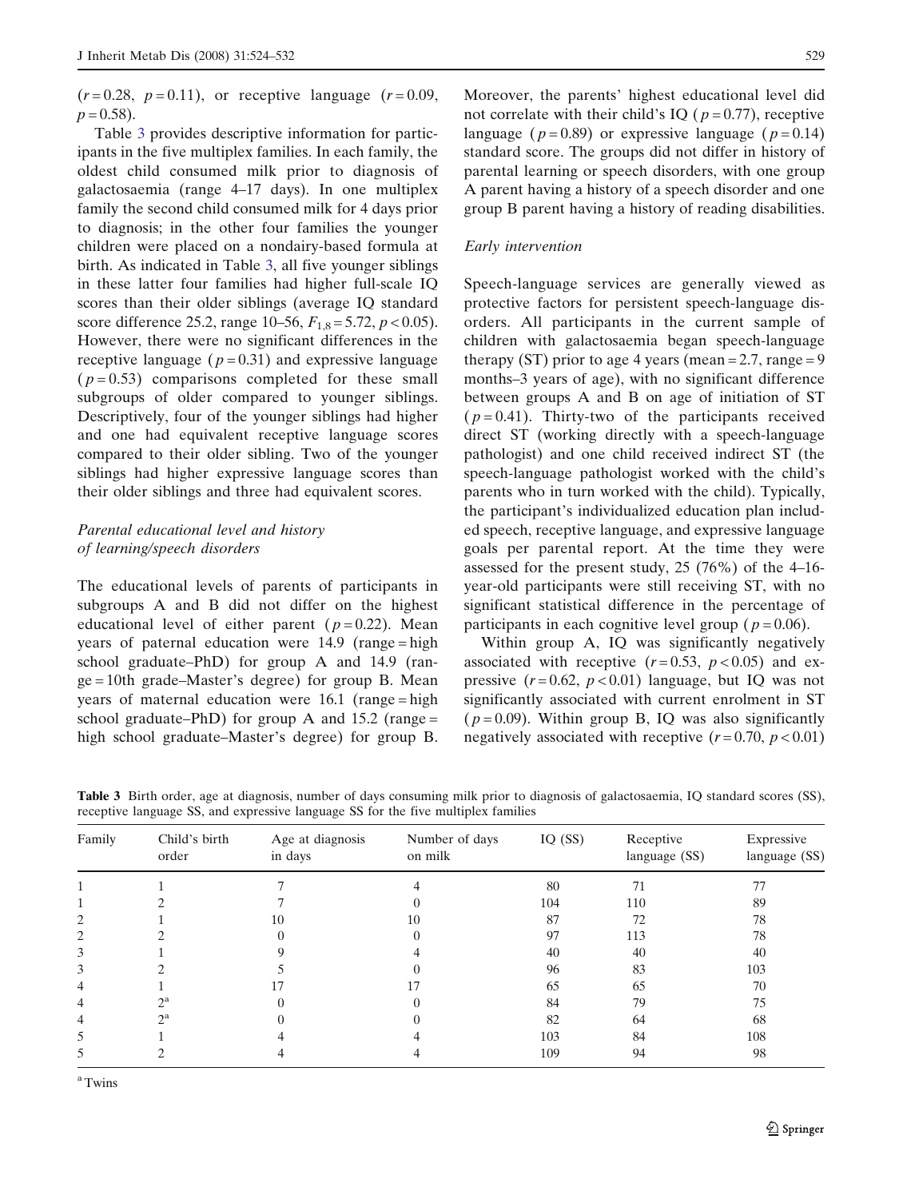($r = 0.28$, $p = 0.11$), or receptive language ($r = 0.09$, $p = 0.58$).

Table 3 provides descriptive information for participants in the five multiplex families. In each family, the oldest child consumed milk prior to diagnosis of galactosaemia (range 4–17 days). In one multiplex family the second child consumed milk for 4 days prior to diagnosis; in the other four families the younger children were placed on a nondairy-based formula at birth. As indicated in Table 3, all five younger siblings in these latter four families had higher full-scale IQ scores than their older siblings (average IQ standard score difference 25.2, range 10–56, $F_{1,8} = 5.72$, $p < 0.05$). However, there were no significant differences in the receptive language ($p = 0.31$) and expressive language ($p = 0.53$) comparisons completed for these small subgroups of older compared to younger siblings. Descriptively, four of the younger siblings had higher and one had equivalent receptive language scores compared to their older sibling. Two of the younger siblings had higher expressive language scores than their older siblings and three had equivalent scores.

### *Parental educational level and history of learning/speech disorders*

The educational levels of parents of participants in subgroups A and B did not differ on the highest educational level of either parent ($p = 0.22$). Mean years of paternal education were 14.9 (range = high school graduate–PhD) for group A and 14.9 (range = 10th grade–Master's degree) for group B. Mean years of maternal education were 16.1 (range = high school graduate–PhD) for group A and 15.2 (range = high school graduate–Master's degree) for group B. Moreover, the parents' highest educational level did not correlate with their child's IQ ($p = 0.77$), receptive language ($p = 0.89$) or expressive language ($p = 0.14$) standard score. The groups did not differ in history of parental learning or speech disorders, with one group A parent having a history of a speech disorder and one group B parent having a history of reading disabilities.

### *Early intervention*

Speech-language services are generally viewed as protective factors for persistent speech-language disorders. All participants in the current sample of children with galactosaemia began speech-language therapy (ST) prior to age 4 years (mean = 2.7, range = 9 months–3 years of age), with no significant difference between groups A and B on age of initiation of ST ($p = 0.41$). Thirty-two of the participants received direct ST (working directly with a speech-language pathologist) and one child received indirect ST (the speech-language pathologist worked with the child's parents who in turn worked with the child). Typically, the participant's individualized education plan included speech, receptive language, and expressive language goals per parental report. At the time they were assessed for the present study, 25 (76%) of the 4–16-year-old participants were still receiving ST, with no significant statistical difference in the percentage of participants in each cognitive level group ($p = 0.06$).

Within group A, IQ was significantly negatively associated with receptive ($r = 0.53$, $p < 0.05$) and expressive ($r = 0.62$, $p < 0.01$) language, but IQ was not significantly associated with current enrolment in ST ($p = 0.09$). Within group B, IQ was also significantly negatively associated with receptive ($r = 0.70$, $p < 0.01$)

**Table 3** Birth order, age at diagnosis, number of days consuming milk prior to diagnosis of galactosaemia, IQ standard scores (SS), receptive language SS, and expressive language SS for the five multiplex families

| Family | Child's birth order | Age at diagnosis in days | Number of days on milk | IQ (SS) | Receptive language (SS) | Expressive language (SS) |
|---|---|---|---|---|---|---|
| 1 | 1 | 7 | 4 | 80 | 71 | 77 |
| 1 | 2 | 7 | 0 | 104 | 110 | 89 |
| 2 | 1 | 10 | 10 | 87 | 72 | 78 |
| 2 | 2 | 0 | 0 | 97 | 113 | 78 |
| 3 | 1 | 9 | 4 | 40 | 40 | 40 |
| 3 | 2 | 5 | 0 | 96 | 83 | 103 |
| 4 | 1 | 17 | 17 | 65 | 65 | 70 |
| 4 | 2[a] | 0 | 0 | 84 | 79 | 75 |
| 4 | 2[a] | 0 | 0 | 82 | 64 | 68 |
| 5 | 1 | 4 | 4 | 103 | 84 | 108 |
| 5 | 2 | 4 | 4 | 109 | 94 | 98 |

[a] Twins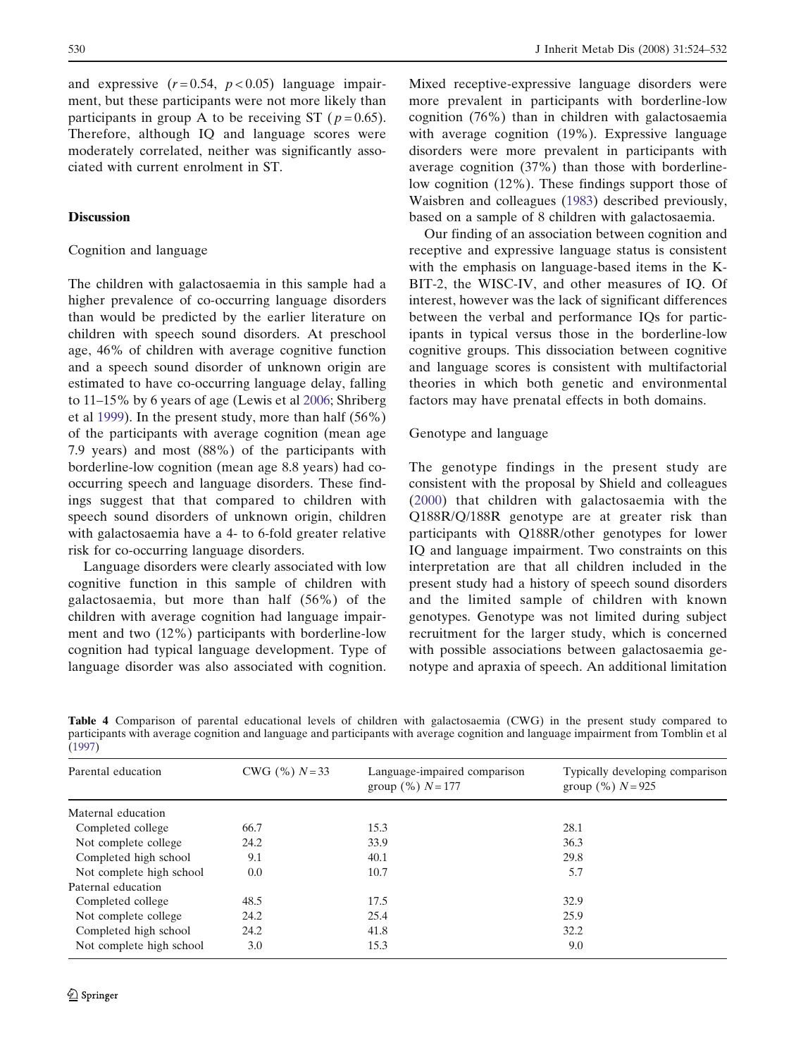and expressive ($r = 0.54$, $p < 0.05$) language impairment, but these participants were not more likely than participants in group A to be receiving ST ($p = 0.65$). Therefore, although IQ and language scores were moderately correlated, neither was significantly associated with current enrolment in ST.

## Discussion

### Cognition and language

The children with galactosaemia in this sample had a higher prevalence of co-occurring language disorders than would be predicted by the earlier literature on children with speech sound disorders. At preschool age, 46% of children with average cognitive function and a speech sound disorder of unknown origin are estimated to have co-occurring language delay, falling to 11–15% by 6 years of age (Lewis et al 2006; Shriberg et al 1999). In the present study, more than half (56%) of the participants with average cognition (mean age 7.9 years) and most (88%) of the participants with borderline-low cognition (mean age 8.8 years) had co-occurring speech and language disorders. These findings suggest that that compared to children with speech sound disorders of unknown origin, children with galactosaemia have a 4- to 6-fold greater relative risk for co-occurring language disorders.

Language disorders were clearly associated with low cognitive function in this sample of children with galactosaemia, but more than half (56%) of the children with average cognition had language impairment and two (12%) participants with borderline-low cognition had typical language development. Type of language disorder was also associated with cognition. Mixed receptive-expressive language disorders were more prevalent in participants with borderline-low cognition (76%) than in children with galactosaemia with average cognition (19%). Expressive language disorders were more prevalent in participants with average cognition (37%) than those with borderline-low cognition (12%). These findings support those of Waisbren and colleagues (1983) described previously, based on a sample of 8 children with galactosaemia.

Our finding of an association between cognition and receptive and expressive language status is consistent with the emphasis on language-based items in the K-BIT-2, the WISC-IV, and other measures of IQ. Of interest, however was the lack of significant differences between the verbal and performance IQs for participants in typical versus those in the borderline-low cognitive groups. This dissociation between cognitive and language scores is consistent with multifactorial theories in which both genetic and environmental factors may have prenatal effects in both domains.

### Genotype and language

The genotype findings in the present study are consistent with the proposal by Shield and colleagues (2000) that children with galactosaemia with the Q188R/Q/188R genotype are at greater risk than participants with Q188R/other genotypes for lower IQ and language impairment. Two constraints on this interpretation are that all children included in the present study had a history of speech sound disorders and the limited sample of children with known genotypes. Genotype was not limited during subject recruitment for the larger study, which is concerned with possible associations between galactosaemia genotype and apraxia of speech. An additional limitation

**Table 4** Comparison of parental educational levels of children with galactosaemia (CWG) in the present study compared to participants with average cognition and language and participants with average cognition and language impairment from Tomblin et al (1997)

| Parental education | CWG (%) $N = 33$ | Language-impaired comparison group (%) $N = 177$ | Typically developing comparison group (%) $N = 925$ |
|---|---|---|---|
| Maternal education | | | |
| Completed college | 66.7 | 15.3 | 28.1 |
| Not complete college | 24.2 | 33.9 | 36.3 |
| Completed high school | 9.1 | 40.1 | 29.8 |
| Not complete high school | 0.0 | 10.7 | 5.7 |
| Paternal education | | | |
| Completed college | 48.5 | 17.5 | 32.9 |
| Not complete college | 24.2 | 25.4 | 25.9 |
| Completed high school | 24.2 | 41.8 | 32.2 |
| Not complete high school | 3.0 | 15.3 | 9.0 |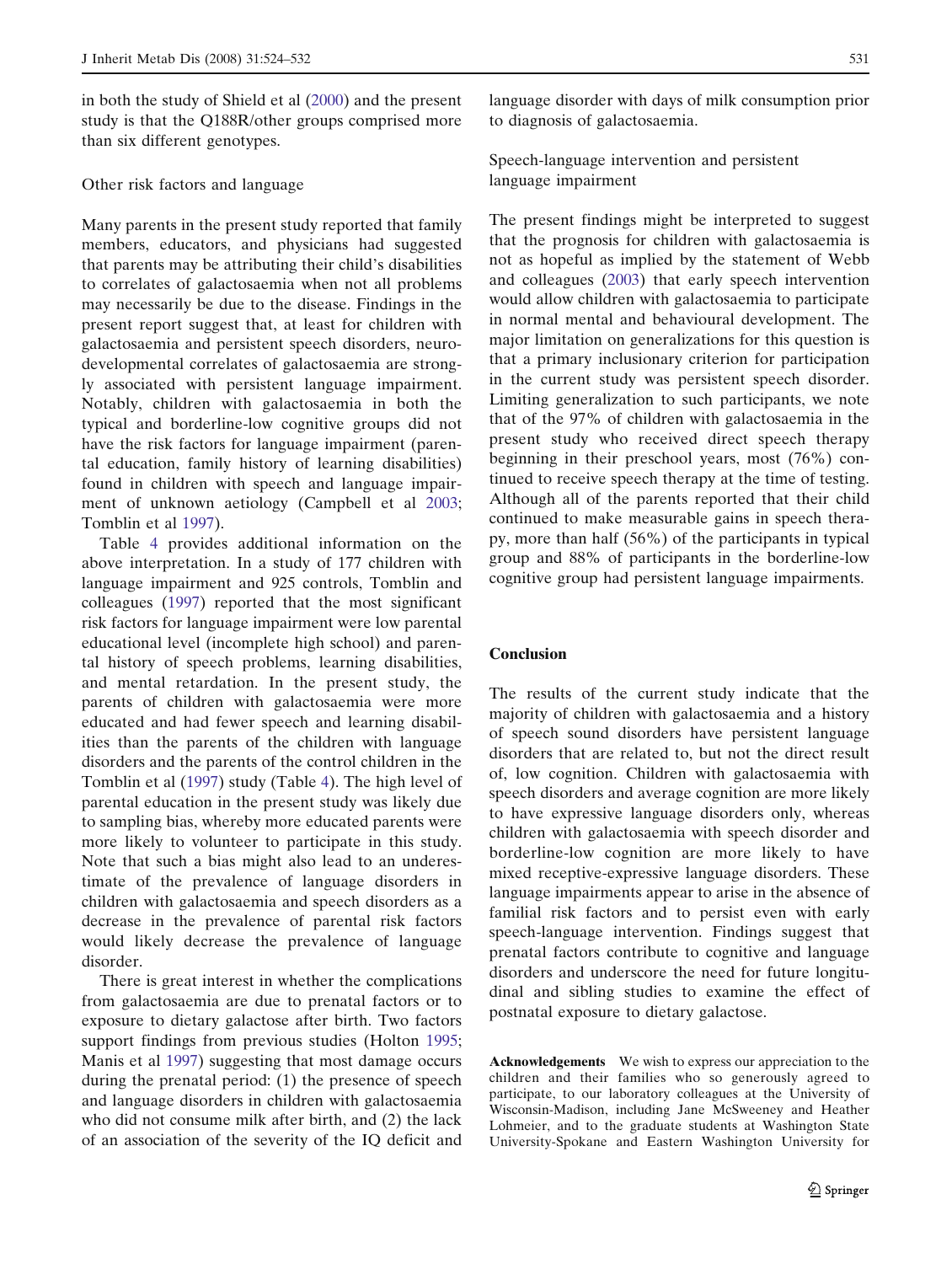in both the study of Shield et al (2000) and the present study is that the Q188R/other groups comprised more than six different genotypes.

### Other risk factors and language

Many parents in the present study reported that family members, educators, and physicians had suggested that parents may be attributing their child's disabilities to correlates of galactosaemia when not all problems may necessarily be due to the disease. Findings in the present report suggest that, at least for children with galactosaemia and persistent speech disorders, neurodevelopmental correlates of galactosaemia are strongly associated with persistent language impairment. Notably, children with galactosaemia in both the typical and borderline-low cognitive groups did not have the risk factors for language impairment (parental education, family history of learning disabilities) found in children with speech and language impairment of unknown aetiology (Campbell et al 2003; Tomblin et al 1997).

Table 4 provides additional information on the above interpretation. In a study of 177 children with language impairment and 925 controls, Tomblin and colleagues (1997) reported that the most significant risk factors for language impairment were low parental educational level (incomplete high school) and parental history of speech problems, learning disabilities, and mental retardation. In the present study, the parents of children with galactosaemia were more educated and had fewer speech and learning disabilities than the parents of the children with language disorders and the parents of the control children in the Tomblin et al (1997) study (Table 4). The high level of parental education in the present study was likely due to sampling bias, whereby more educated parents were more likely to volunteer to participate in this study. Note that such a bias might also lead to an underestimate of the prevalence of language disorders in children with galactosaemia and speech disorders as a decrease in the prevalence of parental risk factors would likely decrease the prevalence of language disorder.

There is great interest in whether the complications from galactosaemia are due to prenatal factors or to exposure to dietary galactose after birth. Two factors support findings from previous studies (Holton 1995; Manis et al 1997) suggesting that most damage occurs during the prenatal period: (1) the presence of speech and language disorders in children with galactosaemia who did not consume milk after birth, and (2) the lack of an association of the severity of the IQ deficit and language disorder with days of milk consumption prior to diagnosis of galactosaemia.

### Speech-language intervention and persistent language impairment

The present findings might be interpreted to suggest that the prognosis for children with galactosaemia is not as hopeful as implied by the statement of Webb and colleagues (2003) that early speech intervention would allow children with galactosaemia to participate in normal mental and behavioural development. The major limitation on generalizations for this question is that a primary inclusionary criterion for participation in the current study was persistent speech disorder. Limiting generalization to such participants, we note that of the 97% of children with galactosaemia in the present study who received direct speech therapy beginning in their preschool years, most (76%) continued to receive speech therapy at the time of testing. Although all of the parents reported that their child continued to make measurable gains in speech therapy, more than half (56%) of the participants in typical group and 88% of participants in the borderline-low cognitive group had persistent language impairments.

## Conclusion

The results of the current study indicate that the majority of children with galactosaemia and a history of speech sound disorders have persistent language disorders that are related to, but not the direct result of, low cognition. Children with galactosaemia with speech disorders and average cognition are more likely to have expressive language disorders only, whereas children with galactosaemia with speech disorder and borderline-low cognition are more likely to have mixed receptive-expressive language disorders. These language impairments appear to arise in the absence of familial risk factors and to persist even with early speech-language intervention. Findings suggest that prenatal factors contribute to cognitive and language disorders and underscore the need for future longitudinal and sibling studies to examine the effect of postnatal exposure to dietary galactose.

**Acknowledgements** We wish to express our appreciation to the children and their families who so generously agreed to participate, to our laboratory colleagues at the University of Wisconsin-Madison, including Jane McSweeney and Heather Lohmeier, and to the graduate students at Washington State University-Spokane and Eastern Washington University for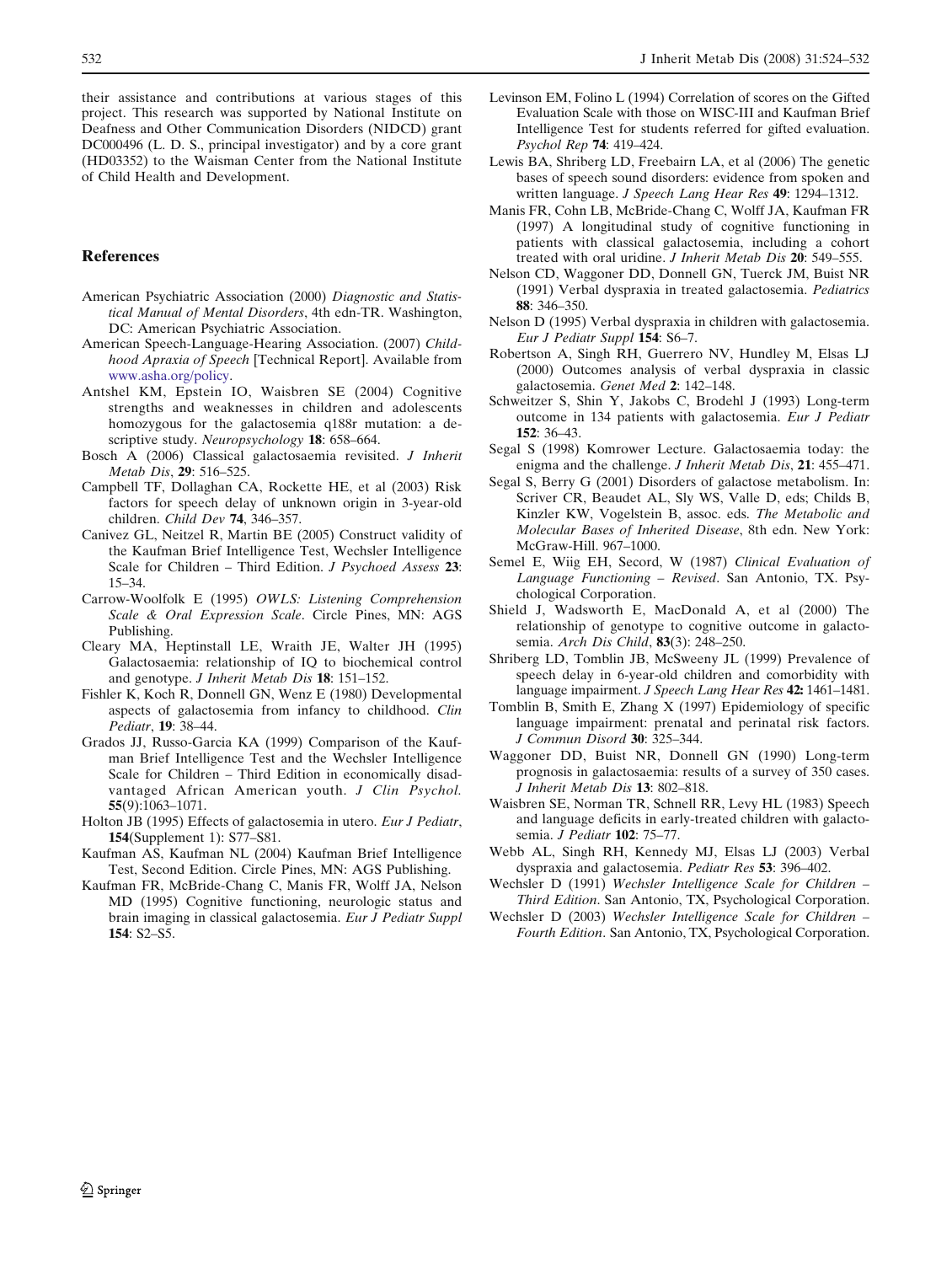their assistance and contributions at various stages of this project. This research was supported by National Institute on Deafness and Other Communication Disorders (NIDCD) grant DC000496 (L. D. S., principal investigator) and by a core grant (HD03352) to the Waisman Center from the National Institute of Child Health and Development.

## References

American Psychiatric Association (2000) *Diagnostic and Statistical Manual of Mental Disorders*, 4th edn-TR. Washington, DC: American Psychiatric Association.

American Speech-Language-Hearing Association. (2007) *Childhood Apraxia of Speech* [Technical Report]. Available from www.asha.org/policy.

Antshel KM, Epstein IO, Waisbren SE (2004) Cognitive strengths and weaknesses in children and adolescents homozygous for the galactosemia q188r mutation: a descriptive study. *Neuropsychology* **18**: 658–664.

Bosch A (2006) Classical galactosaemia revisited. *J Inherit Metab Dis*, **29**: 516–525.

Campbell TF, Dollaghan CA, Rockette HE, et al (2003) Risk factors for speech delay of unknown origin in 3-year-old children. *Child Dev* **74**, 346–357.

Canivez GL, Neitzel R, Martin BE (2005) Construct validity of the Kaufman Brief Intelligence Test, Wechsler Intelligence Scale for Children – Third Edition. *J Psychoed Assess* **23**: 15–34.

Carrow-Woolfolk E (1995) *OWLS: Listening Comprehension Scale & Oral Expression Scale*. Circle Pines, MN: AGS Publishing.

Cleary MA, Heptinstall LE, Wraith JE, Walter JH (1995) Galactosaemia: relationship of IQ to biochemical control and genotype. *J Inherit Metab Dis* **18**: 151–152.

Fishler K, Koch R, Donnell GN, Wenz E (1980) Developmental aspects of galactosemia from infancy to childhood. *Clin Pediatr*, **19**: 38–44.

Grados JJ, Russo-Garcia KA (1999) Comparison of the Kaufman Brief Intelligence Test and the Wechsler Intelligence Scale for Children – Third Edition in economically disadvantaged African American youth. *J Clin Psychol.* **55**(9):1063–1071.

Holton JB (1995) Effects of galactosemia in utero. *Eur J Pediatr*, **154**(Supplement 1): S77–S81.

Kaufman AS, Kaufman NL (2004) Kaufman Brief Intelligence Test, Second Edition. Circle Pines, MN: AGS Publishing.

Kaufman FR, McBride-Chang C, Manis FR, Wolff JA, Nelson MD (1995) Cognitive functioning, neurologic status and brain imaging in classical galactosemia. *Eur J Pediatr Suppl* **154**: S2–S5.

Levinson EM, Folino L (1994) Correlation of scores on the Gifted Evaluation Scale with those on WISC-III and Kaufman Brief Intelligence Test for students referred for gifted evaluation. *Psychol Rep* **74**: 419–424.

Lewis BA, Shriberg LD, Freebairn LA, et al (2006) The genetic bases of speech sound disorders: evidence from spoken and written language. *J Speech Lang Hear Res* **49**: 1294–1312.

Manis FR, Cohn LB, McBride-Chang C, Wolff JA, Kaufman FR (1997) A longitudinal study of cognitive functioning in patients with classical galactosemia, including a cohort treated with oral uridine. *J Inherit Metab Dis* **20**: 549–555.

Nelson CD, Waggoner DD, Donnell GN, Tuerck JM, Buist NR (1991) Verbal dyspraxia in treated galactosemia. *Pediatrics* **88**: 346–350.

Nelson D (1995) Verbal dyspraxia in children with galactosemia. *Eur J Pediatr Suppl* **154**: S6–7.

Robertson A, Singh RH, Guerrero NV, Hundley M, Elsas LJ (2000) Outcomes analysis of verbal dyspraxia in classic galactosemia. *Genet Med* **2**: 142–148.

Schweitzer S, Shin Y, Jakobs C, Brodehl J (1993) Long-term outcome in 134 patients with galactosemia. *Eur J Pediatr* **152**: 36–43.

Segal S (1998) Komrower Lecture. Galactosaemia today: the enigma and the challenge. *J Inherit Metab Dis*, **21**: 455–471.

Segal S, Berry G (2001) Disorders of galactose metabolism. In: Scriver CR, Beaudet AL, Sly WS, Valle D, eds; Childs B, Kinzler KW, Vogelstein B, assoc. eds. *The Metabolic and Molecular Bases of Inherited Disease*, 8th edn. New York: McGraw-Hill. 967–1000.

Semel E, Wiig EH, Secord, W (1987) *Clinical Evaluation of Language Functioning – Revised*. San Antonio, TX. Psychological Corporation.

Shield J, Wadsworth E, MacDonald A, et al (2000) The relationship of genotype to cognitive outcome in galactosemia. *Arch Dis Child*, **83**(3): 248–250.

Shriberg LD, Tomblin JB, McSweeny JL (1999) Prevalence of speech delay in 6-year-old children and comorbidity with language impairment. *J Speech Lang Hear Res* **42:** 1461–1481.

Tomblin B, Smith E, Zhang X (1997) Epidemiology of specific language impairment: prenatal and perinatal risk factors. *J Commun Disord* **30**: 325–344.

Waggoner DD, Buist NR, Donnell GN (1990) Long-term prognosis in galactosaemia: results of a survey of 350 cases. *J Inherit Metab Dis* **13**: 802–818.

Waisbren SE, Norman TR, Schnell RR, Levy HL (1983) Speech and language deficits in early-treated children with galactosemia. *J Pediatr* **102**: 75–77.

Webb AL, Singh RH, Kennedy MJ, Elsas LJ (2003) Verbal dyspraxia and galactosemia. *Pediatr Res* **53**: 396–402.

Wechsler D (1991) *Wechsler Intelligence Scale for Children – Third Edition*. San Antonio, TX, Psychological Corporation.

Wechsler D (2003) *Wechsler Intelligence Scale for Children – Fourth Edition*. San Antonio, TX, Psychological Corporation.